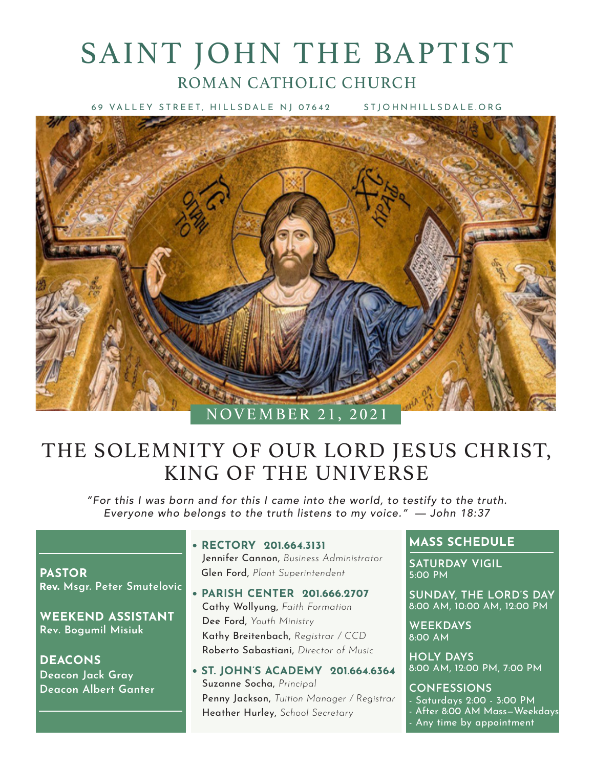# SAINT JOHN THE BAPTIST

## ROMAN CATHOLIC CHURCH

69 VALLEY STREET, HILLSDALE NJ 07642 STJOHNHILLSDALE.ORG

NOVEMBER 21, 2021

# THE SOLEMNITY OF OUR LORD JESUS CHRIST, KING OF THE UNIVERSE

*"For this I was born and for this I came into the world, to testify to the truth. Everyone who belongs to the truth listens to my voice." — John 18:37*

**PASTOR**
**Rev. Msgr. Peter Smutelovic**

**WEEKEND ASSISTANT**
Rev. Bogumil Misiuk

**DEACONS**
Deacon Jack Gray
Deacon Albert Ganter

- **RECTORY 201.664.3131**
  Jennifer Cannon, *Business Administrator*
  Glen Ford, *Plant Superintendent*
- **PARISH CENTER 201.666.2707**
  Cathy Wollyung, *Faith Formation*
  Dee Ford, *Youth Ministry*
  Kathy Breitenbach, *Registrar / CCD*
  Roberto Sabastiani, *Director of Music*
- **ST. JOHN'S ACADEMY 201.664.6364**
  Suzanne Socha, *Principal*
  Penny Jackson, *Tuition Manager / Registrar*
  Heather Hurley, *School Secretary*

**MASS SCHEDULE**

**SATURDAY VIGIL**
5:00 PM

**SUNDAY, THE LORD'S DAY**
8:00 AM, 10:00 AM, 12:00 PM

**WEEKDAYS**
8:00 AM

**HOLY DAYS**
8:00 AM, 12:00 PM, 7:00 PM

**CONFESSIONS**
- Saturdays 2:00 - 3:00 PM
- After 8:00 AM Mass—Weekdays
- Any time by appointment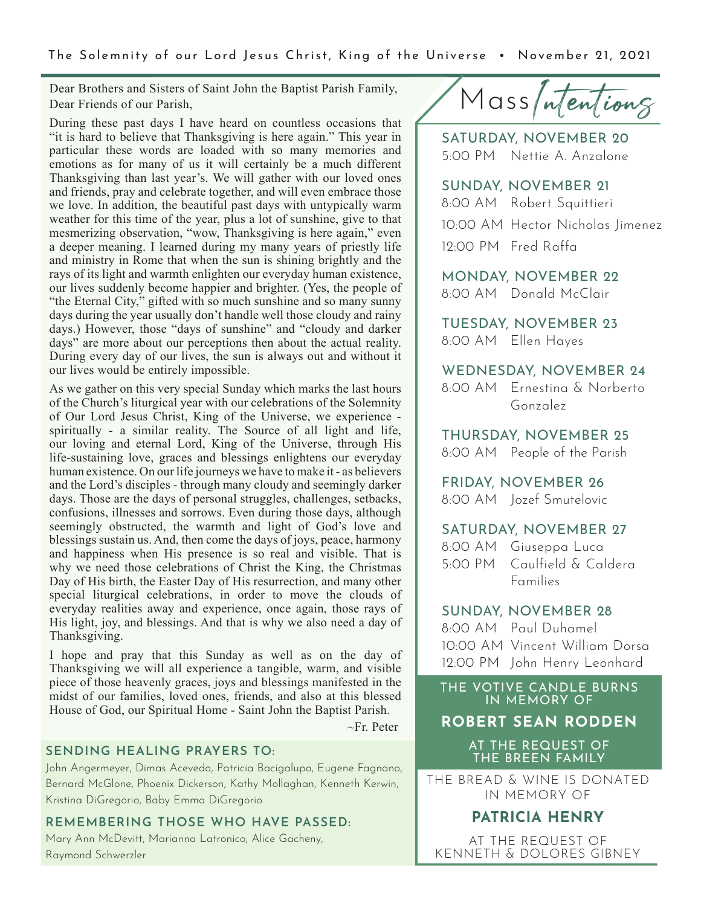Dear Brothers and Sisters of Saint John the Baptist Parish Family,
Dear Friends of our Parish,

During these past days I have heard on countless occasions that "it is hard to believe that Thanksgiving is here again." This year in particular these words are loaded with so many memories and emotions as for many of us it will certainly be a much different Thanksgiving than last year's. We will gather with our loved ones and friends, pray and celebrate together, and will even embrace those we love. In addition, the beautiful past days with untypically warm weather for this time of the year, plus a lot of sunshine, give to that mesmerizing observation, "wow, Thanksgiving is here again," even a deeper meaning. I learned during my many years of priestly life and ministry in Rome that when the sun is shining brightly and the rays of its light and warmth enlighten our everyday human existence, our lives suddenly become happier and brighter. (Yes, the people of "the Eternal City," gifted with so much sunshine and so many sunny days during the year usually don't handle well those cloudy and rainy days.) However, those "days of sunshine" and "cloudy and darker days" are more about our perceptions then about the actual reality. During every day of our lives, the sun is always out and without it our lives would be entirely impossible.

As we gather on this very special Sunday which marks the last hours of the Church's liturgical year with our celebrations of the Solemnity of Our Lord Jesus Christ, King of the Universe, we experience - spiritually - a similar reality. The Source of all light and life, our loving and eternal Lord, King of the Universe, through His life-sustaining love, graces and blessings enlightens our everyday human existence. On our life journeys we have to make it - as believers and the Lord's disciples - through many cloudy and seemingly darker days. Those are the days of personal struggles, challenges, setbacks, confusions, illnesses and sorrows. Even during those days, although seemingly obstructed, the warmth and light of God's love and blessings sustain us. And, then come the days of joys, peace, harmony and happiness when His presence is so real and visible. That is why we need those celebrations of Christ the King, the Christmas Day of His birth, the Easter Day of His resurrection, and many other special liturgical celebrations, in order to move the clouds of everyday realities away and experience, once again, those rays of His light, joy, and blessings. And that is why we also need a day of Thanksgiving.

I hope and pray that this Sunday as well as on the day of Thanksgiving we will all experience a tangible, warm, and visible piece of those heavenly graces, joys and blessings manifested in the midst of our families, loved ones, friends, and also at this blessed House of God, our Spiritual Home - Saint John the Baptist Parish.

~Fr. Peter

## SENDING HEALING PRAYERS TO:

John Angermeyer, Dimas Acevedo, Patricia Bacigalupo, Eugene Fagnano, Bernard McGlone, Phoenix Dickerson, Kathy Mollaghan, Kenneth Kerwin, Kristina DiGregorio, Baby Emma DiGregorio

## REMEMBERING THOSE WHO HAVE PASSED:

Mary Ann McDevitt, Marianna Latronico, Alice Gacheny, Raymond Schwerzler

# Mass Intentions

### SATURDAY, NOVEMBER 20
5:00 PM Nettie A. Anzalone

### SUNDAY, NOVEMBER 21
8:00 AM Robert Squittieri
10:00 AM Hector Nicholas Jimenez
12:00 PM Fred Raffa

### MONDAY, NOVEMBER 22
8:00 AM Donald McClair

### TUESDAY, NOVEMBER 23
8:00 AM Ellen Hayes

### WEDNESDAY, NOVEMBER 24
8:00 AM Ernestina & Norberto Gonzalez

### THURSDAY, NOVEMBER 25
8:00 AM People of the Parish

### FRIDAY, NOVEMBER 26
8:00 AM Jozef Smutelovic

### SATURDAY, NOVEMBER 27
8:00 AM Giuseppa Luca
5:00 PM Caulfield & Caldera Families

### SUNDAY, NOVEMBER 28
8:00 AM Paul Duhamel
10:00 AM Vincent William Dorsa
12:00 PM John Henry Leonhard

THE VOTIVE CANDLE BURNS IN MEMORY OF

**ROBERT SEAN RODDEN**

AT THE REQUEST OF THE BREEN FAMILY

THE BREAD & WINE IS DONATED IN MEMORY OF

**PATRICIA HENRY**

AT THE REQUEST OF KENNETH & DOLORES GIBNEY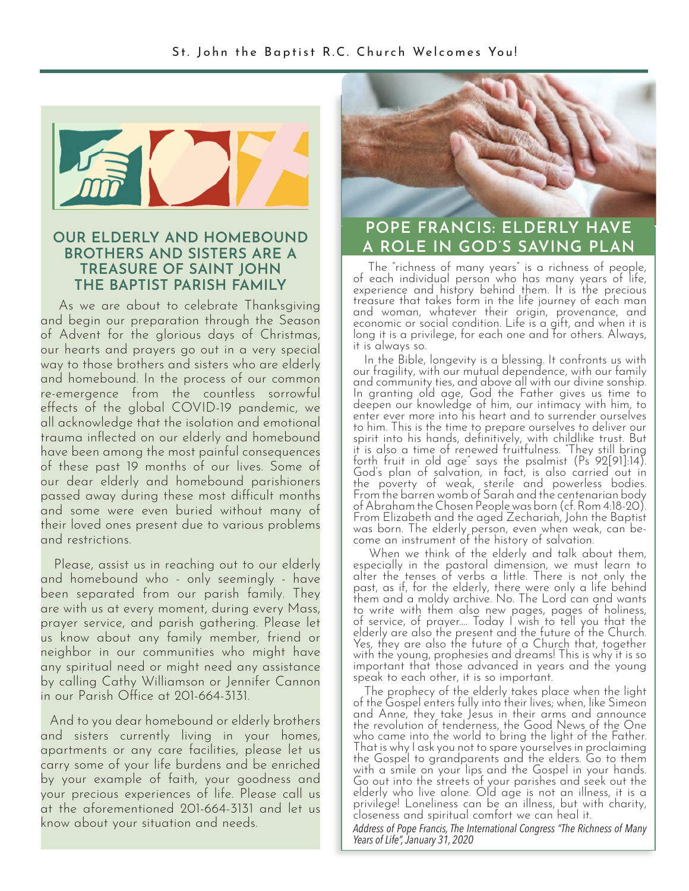## OUR ELDERLY AND HOMEBOUND BROTHERS AND SISTERS ARE A TREASURE OF SAINT JOHN THE BAPTIST PARISH FAMILY

As we are about to celebrate Thanksgiving and begin our preparation through the Season of Advent for the glorious days of Christmas, our hearts and prayers go out in a very special way to those brothers and sisters who are elderly and homebound. In the process of our common re-emergence from the countless sorrowful effects of the global COVID-19 pandemic, we all acknowledge that the isolation and emotional trauma inflected on our elderly and homebound have been among the most painful consequences of these past 19 months of our lives. Some of our dear elderly and homebound parishioners passed away during these most difficult months and some were even buried without many of their loved ones present due to various problems and restrictions.

Please, assist us in reaching out to our elderly and homebound who - only seemingly - have been separated from our parish family. They are with us at every moment, during every Mass, prayer service, and parish gathering. Please let us know about any family member, friend or neighbor in our communities who might have any spiritual need or might need any assistance by calling Cathy Williamson or Jennifer Cannon in our Parish Office at 201-664-3131.

And to you dear homebound or elderly brothers and sisters currently living in your homes, apartments or any care facilities, please let us carry some of your life burdens and be enriched by your example of faith, your goodness and your precious experiences of life. Please call us at the aforementioned 201-664-3131 and let us know about your situation and needs.

## POPE FRANCIS: ELDERLY HAVE A ROLE IN GOD'S SAVING PLAN

The "richness of many years" is a richness of people, of each individual person who has many years of life, experience and history behind them. It is the precious treasure that takes form in the life journey of each man and woman, whatever their origin, provenance, and economic or social condition. Life is a gift, and when it is long it is a privilege, for each one and for others. Always, it is always so.

In the Bible, longevity is a blessing. It confronts us with our fragility, with our mutual dependence, with our family and community ties, and above all with our divine sonship. In granting old age, God the Father gives us time to deepen our knowledge of him, our intimacy with him, to enter ever more into his heart and to surrender ourselves to him. This is the time to prepare ourselves to deliver our spirit into his hands, definitively, with childlike trust. But it is also a time of renewed fruitfulness. "They still bring forth fruit in old age" says the psalmist (Ps 92[91]:14). God's plan of salvation, in fact, is also carried out in the poverty of weak, sterile and powerless bodies. From the barren womb of Sarah and the centenarian body of Abraham the Chosen People was born (cf. Rom 4:18-20). From Elizabeth and the aged Zechariah, John the Baptist was born. The elderly person, even when weak, can become an instrument of the history of salvation.

When we think of the elderly and talk about them, especially in the pastoral dimension, we must learn to alter the tenses of verbs a little. There is not only the past, as if, for the elderly, there were only a life behind them and a moldy archive. No. The Lord can and wants to write with them also new pages, pages of holiness, of service, of prayer.... Today I wish to tell you that the elderly are also the present and the future of the Church. Yes, they are also the future of a Church that, together with the young, prophesies and dreams! This is why it is so important that those advanced in years and the young speak to each other, it is so important.

The prophecy of the elderly takes place when the light of the Gospel enters fully into their lives; when, like Simeon and Anne, they take Jesus in their arms and announce the revolution of tenderness, the Good News of the One who came into the world to bring the light of the Father. That is why I ask you not to spare yourselves in proclaiming the Gospel to grandparents and the elders. Go to them with a smile on your lips and the Gospel in your hands. Go out into the streets of your parishes and seek out the elderly who live alone. Old age is not an illness, it is a privilege! Loneliness can be an illness, but with charity, closeness and spiritual comfort we can heal it.

*Address of Pope Francis, The International Congress "The Richness of Many Years of Life", January 31, 2020*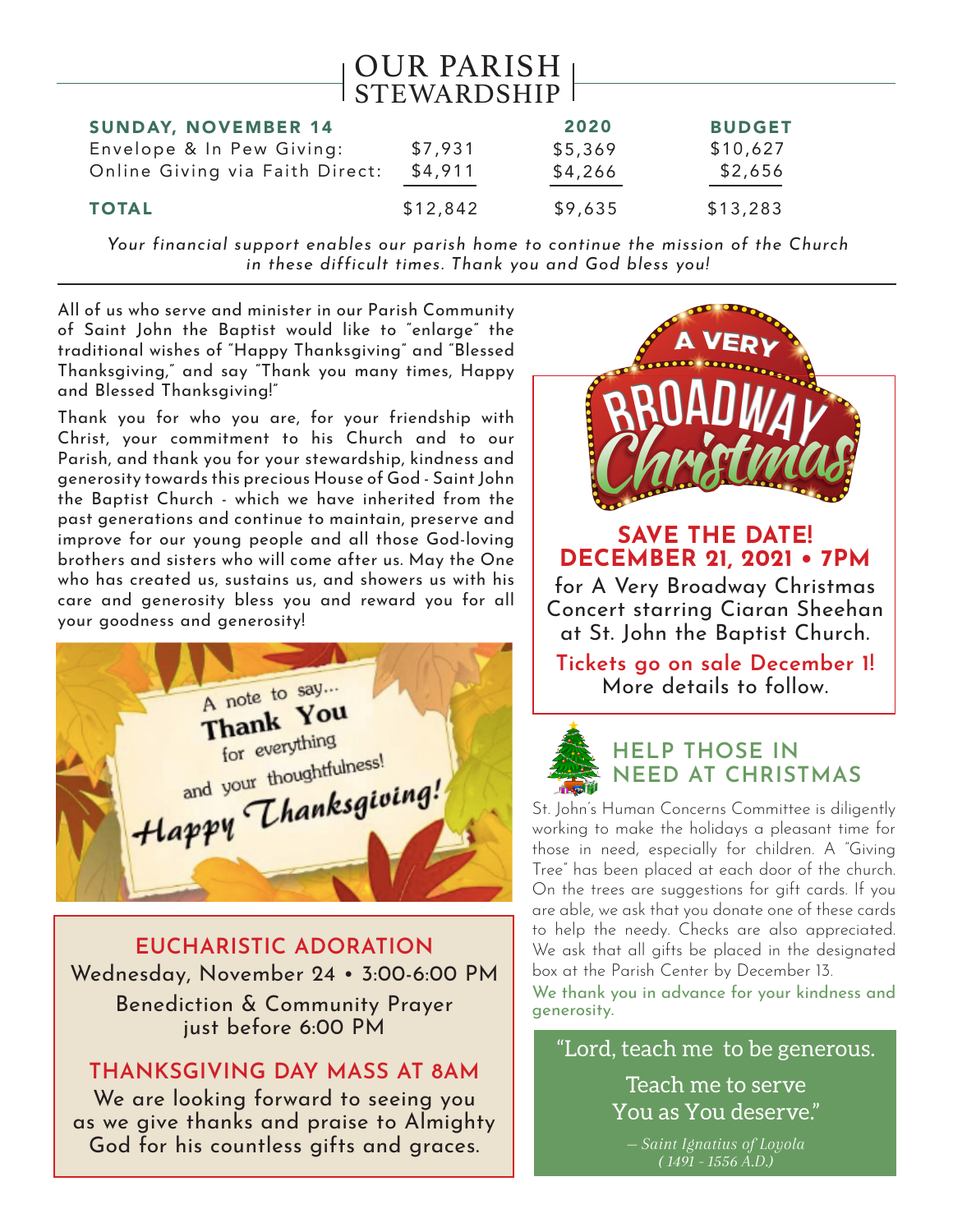## OUR PARISH STEWARDSHIP

| SUNDAY, NOVEMBER 14 | | 2020 | BUDGET |
|---|---|---|---|
| Envelope & In Pew Giving: | $7,931 | $5,369 | $10,627 |
| Online Giving via Faith Direct: | $4,911 | $4,266 | $2,656 |
| **TOTAL** | $12,842 | $9,635 | $13,283 |

*Your financial support enables our parish home to continue the mission of the Church in these difficult times. Thank you and God bless you!*

All of us who serve and minister in our Parish Community of Saint John the Baptist would like to "enlarge" the traditional wishes of "Happy Thanksgiving" and "Blessed Thanksgiving," and say "Thank you many times, Happy and Blessed Thanksgiving!"

Thank you for who you are, for your friendship with Christ, your commitment to his Church and to our Parish, and thank you for your stewardship, kindness and generosity towards this precious House of God - Saint John the Baptist Church - which we have inherited from the past generations and continue to maintain, preserve and improve for our young people and all those God-loving brothers and sisters who will come after us. May the One who has created us, sustains us, and showers us with his care and generosity bless you and reward you for all your goodness and generosity!

A note to say... Thank You for everything and your thoughtfulness! Happy Thanksgiving!

### EUCHARISTIC ADORATION

Wednesday, November 24 • 3:00-6:00 PM

Benediction & Community Prayer just before 6:00 PM

### THANKSGIVING DAY MASS AT 8AM

We are looking forward to seeing you as we give thanks and praise to Almighty God for his countless gifts and graces.

A VERY BROADWAY Christmas

### SAVE THE DATE! DECEMBER 21, 2021 • 7PM

for A Very Broadway Christmas Concert starring Ciaran Sheehan at St. John the Baptist Church.

**Tickets go on sale December 1!**
More details to follow.

### HELP THOSE IN NEED AT CHRISTMAS

St. John's Human Concerns Committee is diligently working to make the holidays a pleasant time for those in need, especially for children. A "Giving Tree" has been placed at each door of the church. On the trees are suggestions for gift cards. If you are able, we ask that you donate one of these cards to help the needy. Checks are also appreciated. We ask that all gifts be placed in the designated box at the Parish Center by December 13.

We thank you in advance for your kindness and generosity.

"Lord, teach me to be generous.
Teach me to serve
You as You deserve."

*— Saint Ignatius of Loyola ( 1491 - 1556 A.D.)*